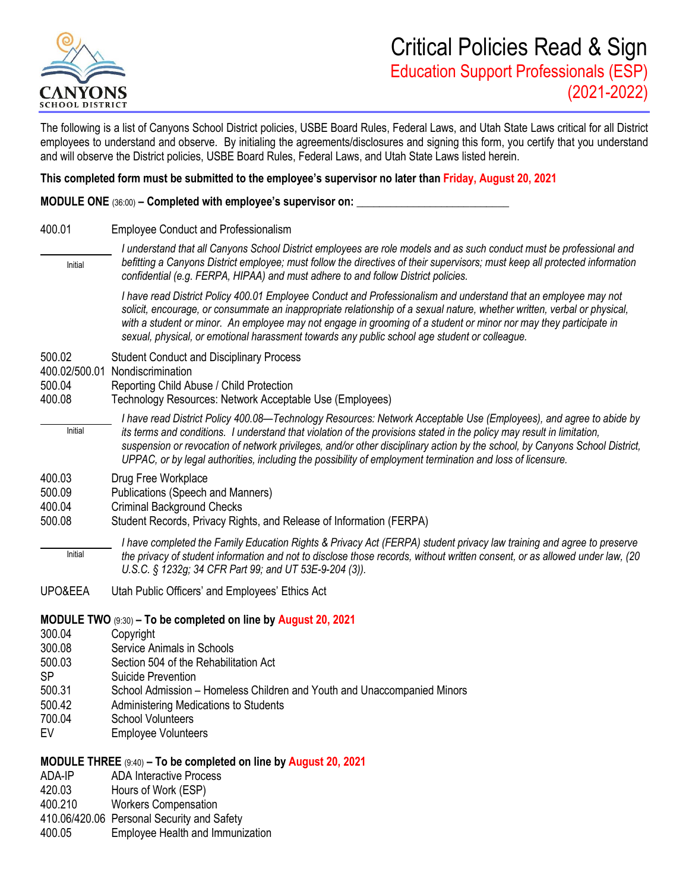CANYONS SCHOOL DISTRICT

# Critical Policies Read & Sign

## Education Support Professionals (ESP) (2021-2022)

The following is a list of Canyons School District policies, USBE Board Rules, Federal Laws, and Utah State Laws critical for all District employees to understand and observe. By initialing the agreements/disclosures and signing this form, you certify that you understand and will observe the District policies, USBE Board Rules, Federal Laws, and Utah State Laws listed herein.

**This completed form must be submitted to the employee's supervisor no later than Friday, August 20, 2021**

**MODULE ONE** (36:00) **– Completed with employee's supervisor on:** ___________________________

400.01 Employee Conduct and Professionalism

_____________ Initial

*I understand that all Canyons School District employees are role models and as such conduct must be professional and befitting a Canyons District employee; must follow the directives of their supervisors; must keep all protected information confidential (e.g. FERPA, HIPAA) and must adhere to and follow District policies.*

*I have read District Policy 400.01 Employee Conduct and Professionalism and understand that an employee may not solicit, encourage, or consummate an inappropriate relationship of a sexual nature, whether written, verbal or physical, with a student or minor. An employee may not engage in grooming of a student or minor nor may they participate in sexual, physical, or emotional harassment towards any public school age student or colleague.*

500.02 Student Conduct and Disciplinary Process
400.02/500.01 Nondiscrimination
500.04 Reporting Child Abuse / Child Protection
400.08 Technology Resources: Network Acceptable Use (Employees)

_____________ Initial

*I have read District Policy 400.08—Technology Resources: Network Acceptable Use (Employees), and agree to abide by its terms and conditions. I understand that violation of the provisions stated in the policy may result in limitation, suspension or revocation of network privileges, and/or other disciplinary action by the school, by Canyons School District, UPPAC, or by legal authorities, including the possibility of employment termination and loss of licensure.*

400.03 Drug Free Workplace
500.09 Publications (Speech and Manners)
400.04 Criminal Background Checks
500.08 Student Records, Privacy Rights, and Release of Information (FERPA)

_____________ Initial

*I have completed the Family Education Rights & Privacy Act (FERPA) student privacy law training and agree to preserve the privacy of student information and not to disclose those records, without written consent, or as allowed under law, (20 U.S.C. § 1232g; 34 CFR Part 99; and UT 53E-9-204 (3)).*

UPO&EEA Utah Public Officers' and Employees' Ethics Act

**MODULE TWO** (9:30) **– To be completed on line by August 20, 2021**

300.04 Copyright
300.08 Service Animals in Schools
500.03 Section 504 of the Rehabilitation Act
SP Suicide Prevention
500.31 School Admission – Homeless Children and Youth and Unaccompanied Minors
500.42 Administering Medications to Students
700.04 School Volunteers
EV Employee Volunteers

**MODULE THREE** (9:40) **– To be completed on line by August 20, 2021**

ADA-IP ADA Interactive Process
420.03 Hours of Work (ESP)
400.210 Workers Compensation
410.06/420.06 Personal Security and Safety
400.05 Employee Health and Immunization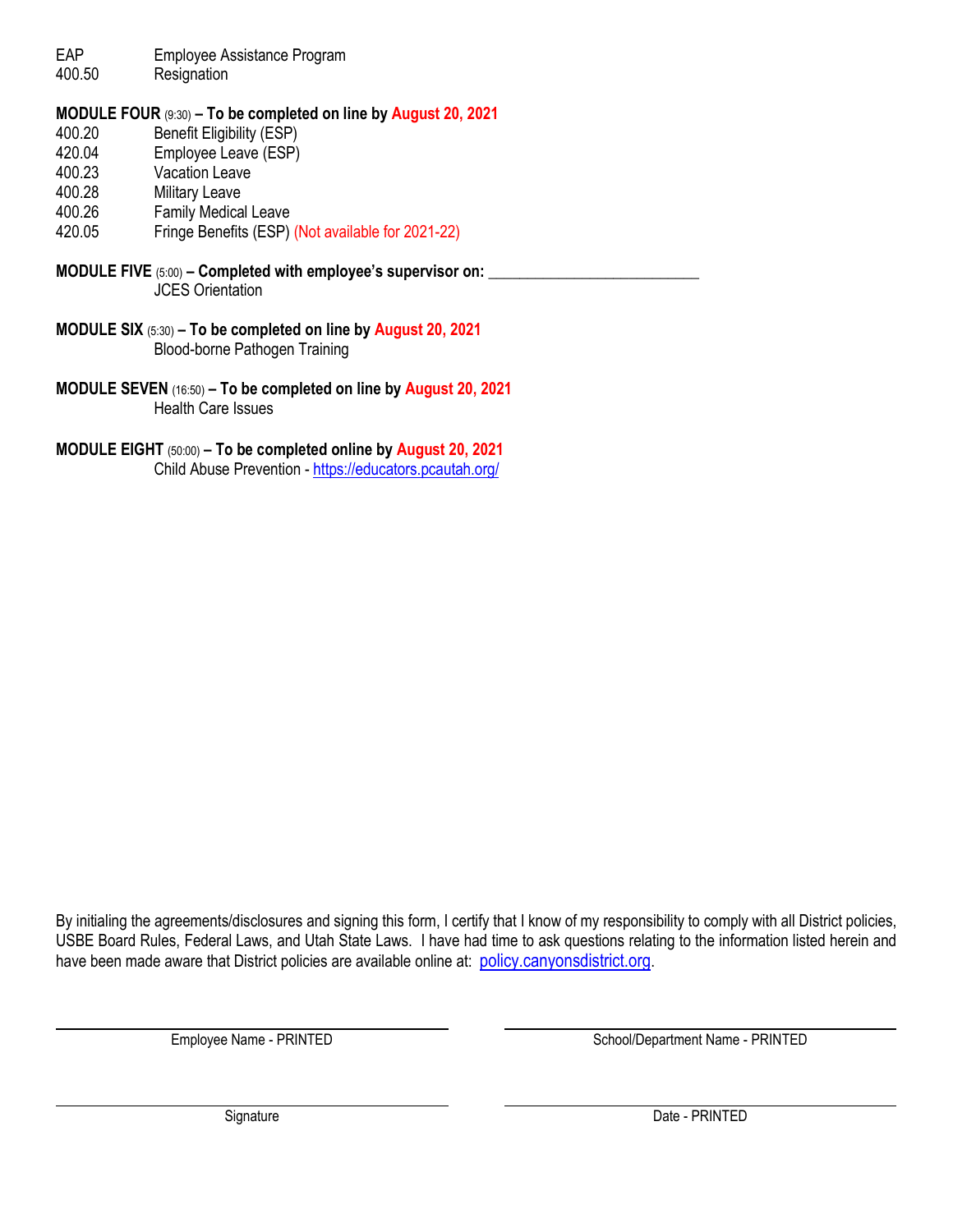EAP Employee Assistance Program
400.50 Resignation

**MODULE FOUR** (9:30) **– To be completed on line by August 20, 2021**

400.20 Benefit Eligibility (ESP)
420.04 Employee Leave (ESP)
400.23 Vacation Leave
400.28 Military Leave
400.26 Family Medical Leave
420.05 Fringe Benefits (ESP) (Not available for 2021-22)

**MODULE FIVE** (5:00) **– Completed with employee's supervisor on: ___________________________**

JCES Orientation

**MODULE SIX** (5:30) **– To be completed on line by August 20, 2021**

Blood-borne Pathogen Training

**MODULE SEVEN** (16:50) **– To be completed on line by August 20, 2021**

Health Care Issues

**MODULE EIGHT** (50:00) **– To be completed online by August 20, 2021**

Child Abuse Prevention - https://educators.pcautah.org/

By initialing the agreements/disclosures and signing this form, I certify that I know of my responsibility to comply with all District policies, USBE Board Rules, Federal Laws, and Utah State Laws. I have had time to ask questions relating to the information listed herein and have been made aware that District policies are available online at: policy.canyonsdistrict.org.

_______________________________ Employee Name - PRINTED

_______________________________ School/Department Name - PRINTED

_______________________________ Signature

_______________________________ Date - PRINTED